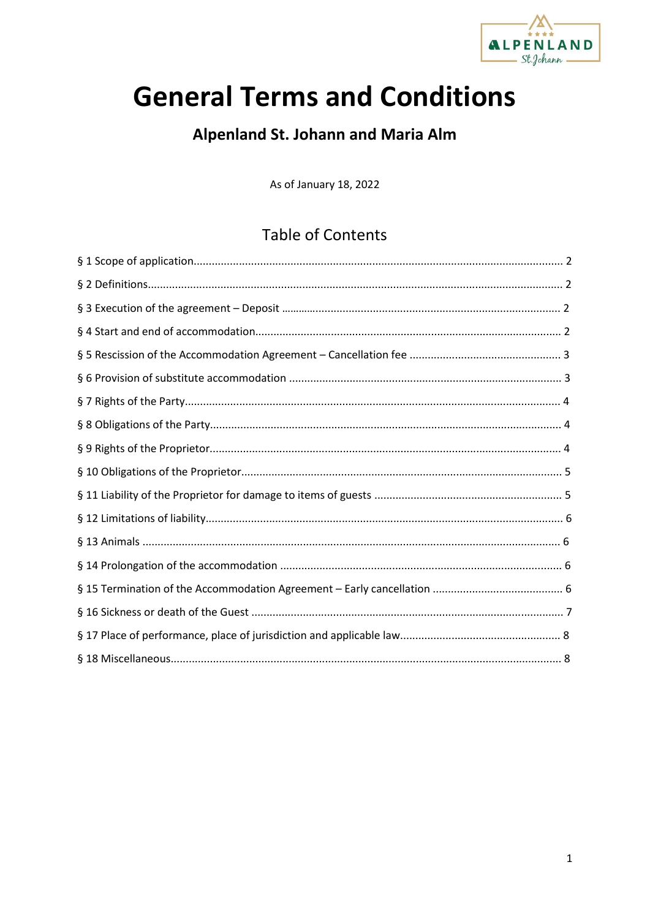# General Terms and Conditions

## Alpenland St. Johann and Maria Alm

As of January 18, 2022

### Table of Contents

§ 1 Scope of application ........ 2

§ 2 Definitions ........ 2

§ 3 Execution of the agreement – Deposit ........ 2

§ 4 Start and end of accommodation ........ 2

§ 5 Rescission of the Accommodation Agreement – Cancellation fee ........ 3

§ 6 Provision of substitute accommodation ........ 3

§ 7 Rights of the Party ........ 4

§ 8 Obligations of the Party ........ 4

§ 9 Rights of the Proprietor ........ 4

§ 10 Obligations of the Proprietor ........ 5

§ 11 Liability of the Proprietor for damage to items of guests ........ 5

§ 12 Limitations of liability ........ 6

§ 13 Animals ........ 6

§ 14 Prolongation of the accommodation ........ 6

§ 15 Termination of the Accommodation Agreement – Early cancellation ........ 6

§ 16 Sickness or death of the Guest ........ 7

§ 17 Place of performance, place of jurisdiction and applicable law ........ 8

§ 18 Miscellaneous ........ 8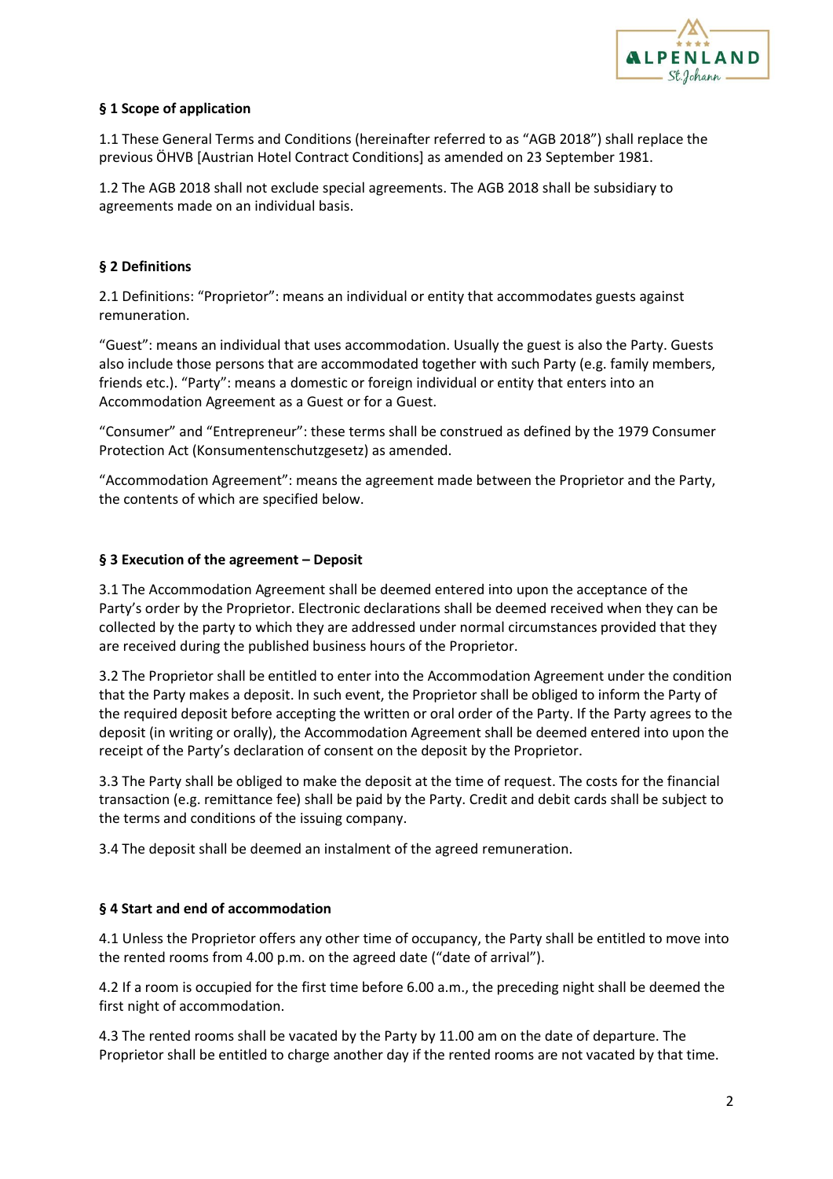**§ 1 Scope of application**

1.1 These General Terms and Conditions (hereinafter referred to as "AGB 2018") shall replace the previous ÖHVB [Austrian Hotel Contract Conditions] as amended on 23 September 1981.

1.2 The AGB 2018 shall not exclude special agreements. The AGB 2018 shall be subsidiary to agreements made on an individual basis.

**§ 2 Definitions**

2.1 Definitions: "Proprietor": means an individual or entity that accommodates guests against remuneration.

"Guest": means an individual that uses accommodation. Usually the guest is also the Party. Guests also include those persons that are accommodated together with such Party (e.g. family members, friends etc.). "Party": means a domestic or foreign individual or entity that enters into an Accommodation Agreement as a Guest or for a Guest.

"Consumer" and "Entrepreneur": these terms shall be construed as defined by the 1979 Consumer Protection Act (Konsumentenschutzgesetz) as amended.

"Accommodation Agreement": means the agreement made between the Proprietor and the Party, the contents of which are specified below.

**§ 3 Execution of the agreement – Deposit**

3.1 The Accommodation Agreement shall be deemed entered into upon the acceptance of the Party's order by the Proprietor. Electronic declarations shall be deemed received when they can be collected by the party to which they are addressed under normal circumstances provided that they are received during the published business hours of the Proprietor.

3.2 The Proprietor shall be entitled to enter into the Accommodation Agreement under the condition that the Party makes a deposit. In such event, the Proprietor shall be obliged to inform the Party of the required deposit before accepting the written or oral order of the Party. If the Party agrees to the deposit (in writing or orally), the Accommodation Agreement shall be deemed entered into upon the receipt of the Party's declaration of consent on the deposit by the Proprietor.

3.3 The Party shall be obliged to make the deposit at the time of request. The costs for the financial transaction (e.g. remittance fee) shall be paid by the Party. Credit and debit cards shall be subject to the terms and conditions of the issuing company.

3.4 The deposit shall be deemed an instalment of the agreed remuneration.

**§ 4 Start and end of accommodation**

4.1 Unless the Proprietor offers any other time of occupancy, the Party shall be entitled to move into the rented rooms from 4.00 p.m. on the agreed date ("date of arrival").

4.2 If a room is occupied for the first time before 6.00 a.m., the preceding night shall be deemed the first night of accommodation.

4.3 The rented rooms shall be vacated by the Party by 11.00 am on the date of departure. The Proprietor shall be entitled to charge another day if the rented rooms are not vacated by that time.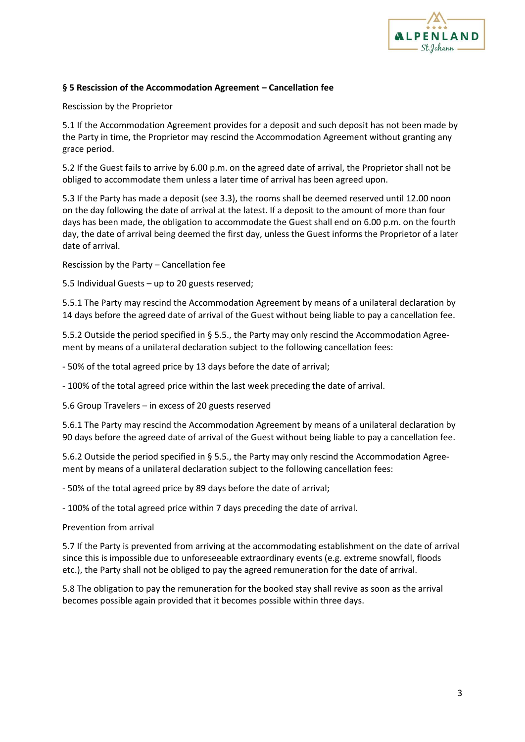**§ 5 Rescission of the Accommodation Agreement – Cancellation fee**

Rescission by the Proprietor

5.1 If the Accommodation Agreement provides for a deposit and such deposit has not been made by the Party in time, the Proprietor may rescind the Accommodation Agreement without granting any grace period.

5.2 If the Guest fails to arrive by 6.00 p.m. on the agreed date of arrival, the Proprietor shall not be obliged to accommodate them unless a later time of arrival has been agreed upon.

5.3 If the Party has made a deposit (see 3.3), the rooms shall be deemed reserved until 12.00 noon on the day following the date of arrival at the latest. If a deposit to the amount of more than four days has been made, the obligation to accommodate the Guest shall end on 6.00 p.m. on the fourth day, the date of arrival being deemed the first day, unless the Guest informs the Proprietor of a later date of arrival.

Rescission by the Party – Cancellation fee

5.5 Individual Guests – up to 20 guests reserved;

5.5.1 The Party may rescind the Accommodation Agreement by means of a unilateral declaration by 14 days before the agreed date of arrival of the Guest without being liable to pay a cancellation fee.

5.5.2 Outside the period specified in § 5.5., the Party may only rescind the Accommodation Agreement by means of a unilateral declaration subject to the following cancellation fees:

- 50% of the total agreed price by 13 days before the date of arrival;
- 100% of the total agreed price within the last week preceding the date of arrival.

5.6 Group Travelers – in excess of 20 guests reserved

5.6.1 The Party may rescind the Accommodation Agreement by means of a unilateral declaration by 90 days before the agreed date of arrival of the Guest without being liable to pay a cancellation fee.

5.6.2 Outside the period specified in § 5.5., the Party may only rescind the Accommodation Agreement by means of a unilateral declaration subject to the following cancellation fees:

- 50% of the total agreed price by 89 days before the date of arrival;
- 100% of the total agreed price within 7 days preceding the date of arrival.

Prevention from arrival

5.7 If the Party is prevented from arriving at the accommodating establishment on the date of arrival since this is impossible due to unforeseeable extraordinary events (e.g. extreme snowfall, floods etc.), the Party shall not be obliged to pay the agreed remuneration for the date of arrival.

5.8 The obligation to pay the remuneration for the booked stay shall revive as soon as the arrival becomes possible again provided that it becomes possible within three days.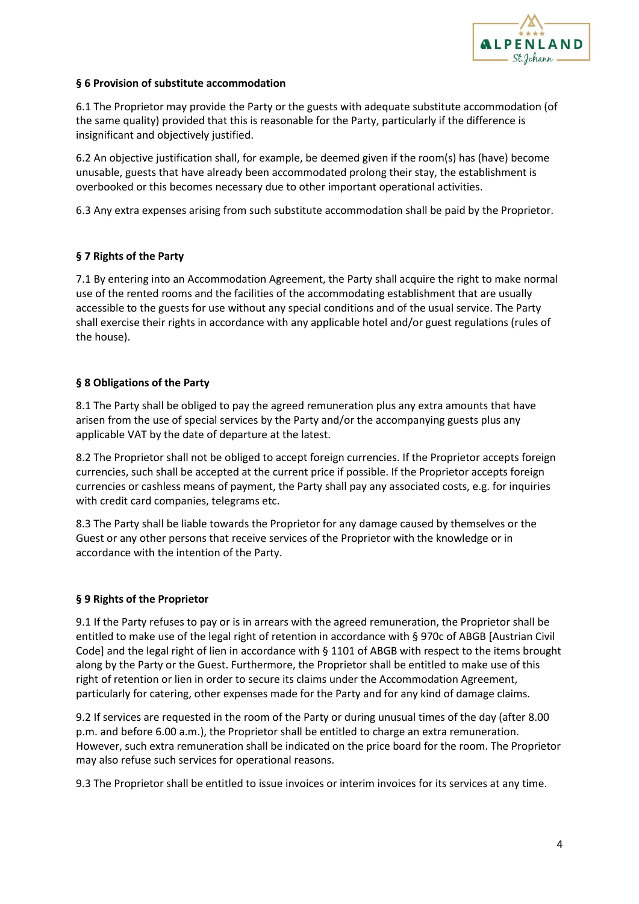## § 6 Provision of substitute accommodation

6.1 The Proprietor may provide the Party or the guests with adequate substitute accommodation (of the same quality) provided that this is reasonable for the Party, particularly if the difference is insignificant and objectively justified.

6.2 An objective justification shall, for example, be deemed given if the room(s) has (have) become unusable, guests that have already been accommodated prolong their stay, the establishment is overbooked or this becomes necessary due to other important operational activities.

6.3 Any extra expenses arising from such substitute accommodation shall be paid by the Proprietor.

## § 7 Rights of the Party

7.1 By entering into an Accommodation Agreement, the Party shall acquire the right to make normal use of the rented rooms and the facilities of the accommodating establishment that are usually accessible to the guests for use without any special conditions and of the usual service. The Party shall exercise their rights in accordance with any applicable hotel and/or guest regulations (rules of the house).

## § 8 Obligations of the Party

8.1 The Party shall be obliged to pay the agreed remuneration plus any extra amounts that have arisen from the use of special services by the Party and/or the accompanying guests plus any applicable VAT by the date of departure at the latest.

8.2 The Proprietor shall not be obliged to accept foreign currencies. If the Proprietor accepts foreign currencies, such shall be accepted at the current price if possible. If the Proprietor accepts foreign currencies or cashless means of payment, the Party shall pay any associated costs, e.g. for inquiries with credit card companies, telegrams etc.

8.3 The Party shall be liable towards the Proprietor for any damage caused by themselves or the Guest or any other persons that receive services of the Proprietor with the knowledge or in accordance with the intention of the Party.

## § 9 Rights of the Proprietor

9.1 If the Party refuses to pay or is in arrears with the agreed remuneration, the Proprietor shall be entitled to make use of the legal right of retention in accordance with § 970c of ABGB [Austrian Civil Code] and the legal right of lien in accordance with § 1101 of ABGB with respect to the items brought along by the Party or the Guest. Furthermore, the Proprietor shall be entitled to make use of this right of retention or lien in order to secure its claims under the Accommodation Agreement, particularly for catering, other expenses made for the Party and for any kind of damage claims.

9.2 If services are requested in the room of the Party or during unusual times of the day (after 8.00 p.m. and before 6.00 a.m.), the Proprietor shall be entitled to charge an extra remuneration. However, such extra remuneration shall be indicated on the price board for the room. The Proprietor may also refuse such services for operational reasons.

9.3 The Proprietor shall be entitled to issue invoices or interim invoices for its services at any time.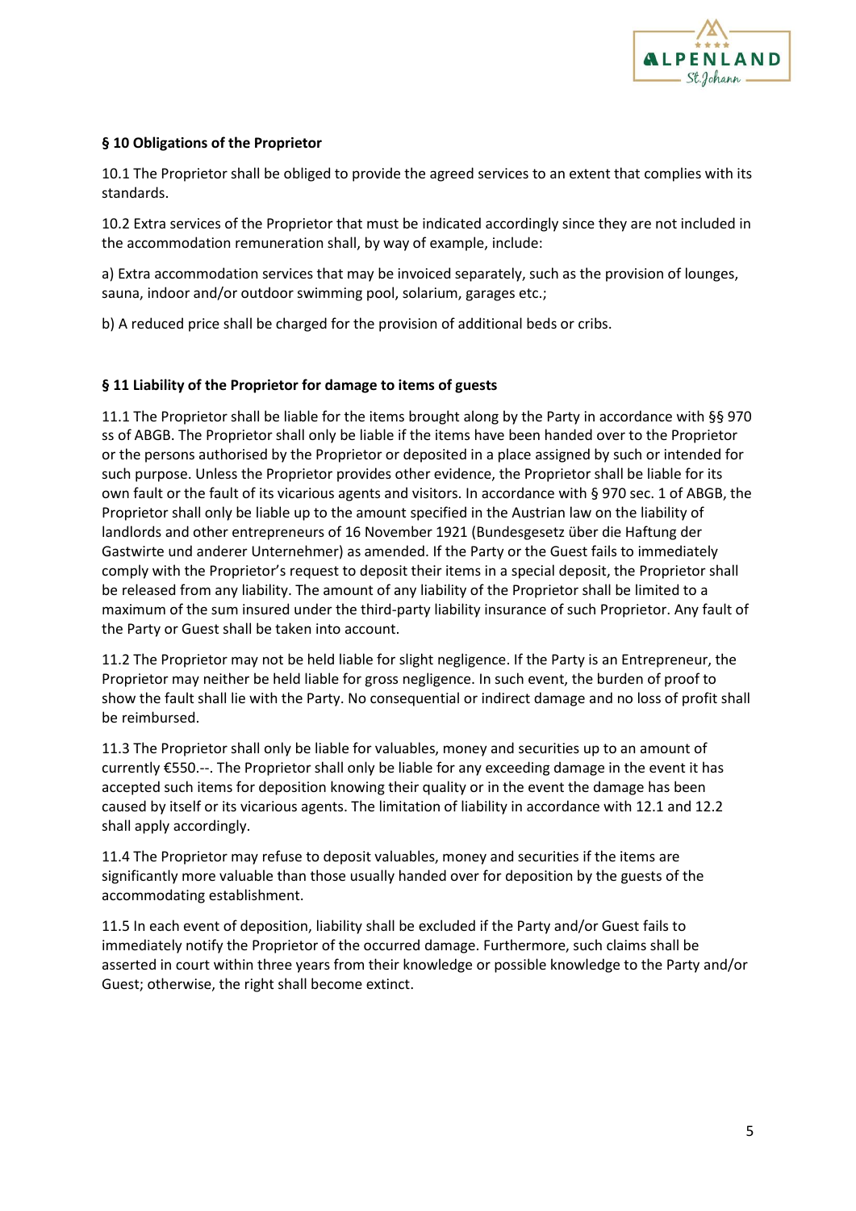## § 10 Obligations of the Proprietor

10.1 The Proprietor shall be obliged to provide the agreed services to an extent that complies with its standards.

10.2 Extra services of the Proprietor that must be indicated accordingly since they are not included in the accommodation remuneration shall, by way of example, include:

a) Extra accommodation services that may be invoiced separately, such as the provision of lounges, sauna, indoor and/or outdoor swimming pool, solarium, garages etc.;

b) A reduced price shall be charged for the provision of additional beds or cribs.

## § 11 Liability of the Proprietor for damage to items of guests

11.1 The Proprietor shall be liable for the items brought along by the Party in accordance with §§ 970 ss of ABGB. The Proprietor shall only be liable if the items have been handed over to the Proprietor or the persons authorised by the Proprietor or deposited in a place assigned by such or intended for such purpose. Unless the Proprietor provides other evidence, the Proprietor shall be liable for its own fault or the fault of its vicarious agents and visitors. In accordance with § 970 sec. 1 of ABGB, the Proprietor shall only be liable up to the amount specified in the Austrian law on the liability of landlords and other entrepreneurs of 16 November 1921 (Bundesgesetz über die Haftung der Gastwirte und anderer Unternehmer) as amended. If the Party or the Guest fails to immediately comply with the Proprietor's request to deposit their items in a special deposit, the Proprietor shall be released from any liability. The amount of any liability of the Proprietor shall be limited to a maximum of the sum insured under the third-party liability insurance of such Proprietor. Any fault of the Party or Guest shall be taken into account.

11.2 The Proprietor may not be held liable for slight negligence. If the Party is an Entrepreneur, the Proprietor may neither be held liable for gross negligence. In such event, the burden of proof to show the fault shall lie with the Party. No consequential or indirect damage and no loss of profit shall be reimbursed.

11.3 The Proprietor shall only be liable for valuables, money and securities up to an amount of currently €550.--. The Proprietor shall only be liable for any exceeding damage in the event it has accepted such items for deposition knowing their quality or in the event the damage has been caused by itself or its vicarious agents. The limitation of liability in accordance with 12.1 and 12.2 shall apply accordingly.

11.4 The Proprietor may refuse to deposit valuables, money and securities if the items are significantly more valuable than those usually handed over for deposition by the guests of the accommodating establishment.

11.5 In each event of deposition, liability shall be excluded if the Party and/or Guest fails to immediately notify the Proprietor of the occurred damage. Furthermore, such claims shall be asserted in court within three years from their knowledge or possible knowledge to the Party and/or Guest; otherwise, the right shall become extinct.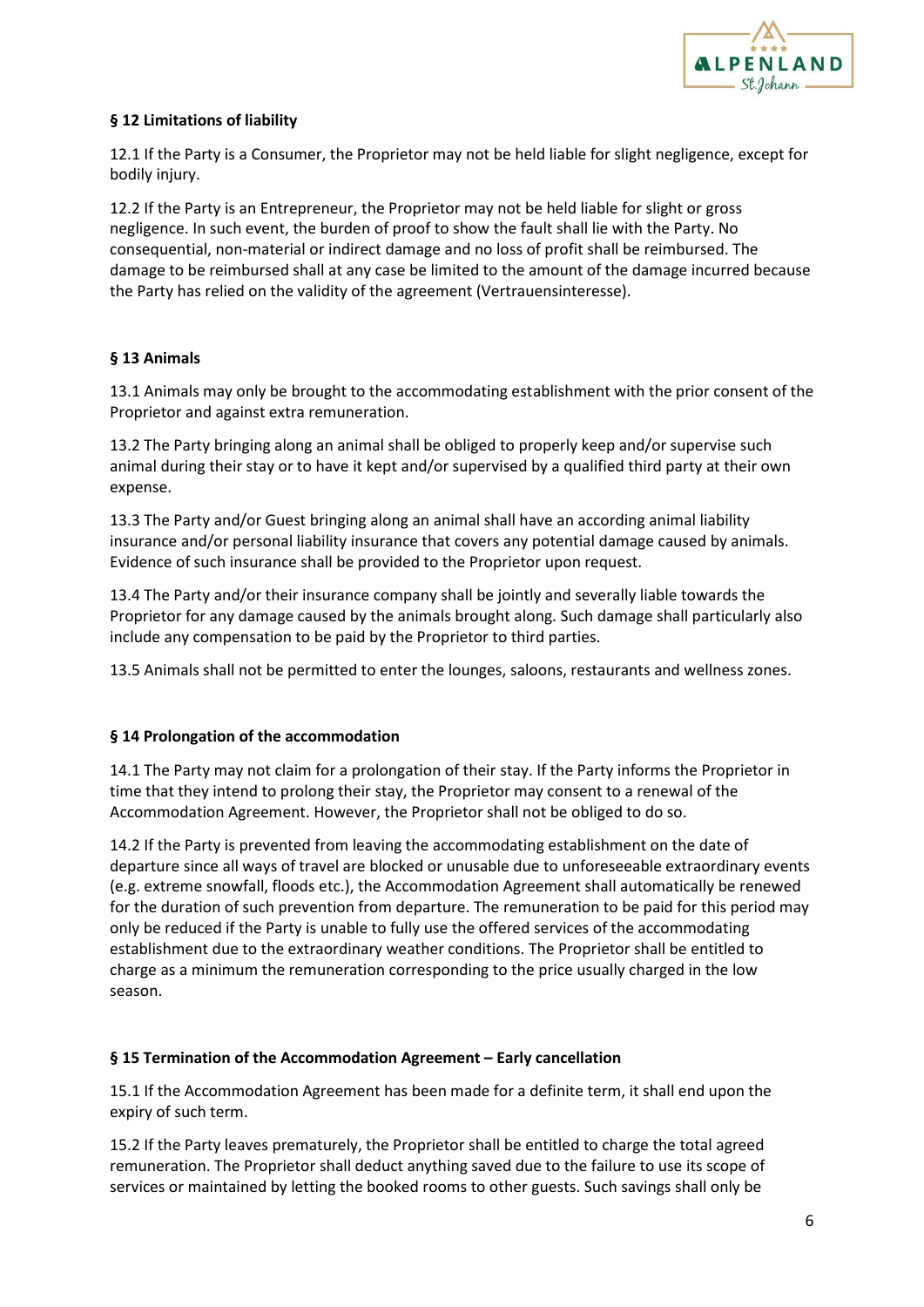**§ 12 Limitations of liability**

12.1 If the Party is a Consumer, the Proprietor may not be held liable for slight negligence, except for bodily injury.

12.2 If the Party is an Entrepreneur, the Proprietor may not be held liable for slight or gross negligence. In such event, the burden of proof to show the fault shall lie with the Party. No consequential, non-material or indirect damage and no loss of profit shall be reimbursed. The damage to be reimbursed shall at any case be limited to the amount of the damage incurred because the Party has relied on the validity of the agreement (Vertrauensinteresse).

**§ 13 Animals**

13.1 Animals may only be brought to the accommodating establishment with the prior consent of the Proprietor and against extra remuneration.

13.2 The Party bringing along an animal shall be obliged to properly keep and/or supervise such animal during their stay or to have it kept and/or supervised by a qualified third party at their own expense.

13.3 The Party and/or Guest bringing along an animal shall have an according animal liability insurance and/or personal liability insurance that covers any potential damage caused by animals. Evidence of such insurance shall be provided to the Proprietor upon request.

13.4 The Party and/or their insurance company shall be jointly and severally liable towards the Proprietor for any damage caused by the animals brought along. Such damage shall particularly also include any compensation to be paid by the Proprietor to third parties.

13.5 Animals shall not be permitted to enter the lounges, saloons, restaurants and wellness zones.

**§ 14 Prolongation of the accommodation**

14.1 The Party may not claim for a prolongation of their stay. If the Party informs the Proprietor in time that they intend to prolong their stay, the Proprietor may consent to a renewal of the Accommodation Agreement. However, the Proprietor shall not be obliged to do so.

14.2 If the Party is prevented from leaving the accommodating establishment on the date of departure since all ways of travel are blocked or unusable due to unforeseeable extraordinary events (e.g. extreme snowfall, floods etc.), the Accommodation Agreement shall automatically be renewed for the duration of such prevention from departure. The remuneration to be paid for this period may only be reduced if the Party is unable to fully use the offered services of the accommodating establishment due to the extraordinary weather conditions. The Proprietor shall be entitled to charge as a minimum the remuneration corresponding to the price usually charged in the low season.

**§ 15 Termination of the Accommodation Agreement – Early cancellation**

15.1 If the Accommodation Agreement has been made for a definite term, it shall end upon the expiry of such term.

15.2 If the Party leaves prematurely, the Proprietor shall be entitled to charge the total agreed remuneration. The Proprietor shall deduct anything saved due to the failure to use its scope of services or maintained by letting the booked rooms to other guests. Such savings shall only be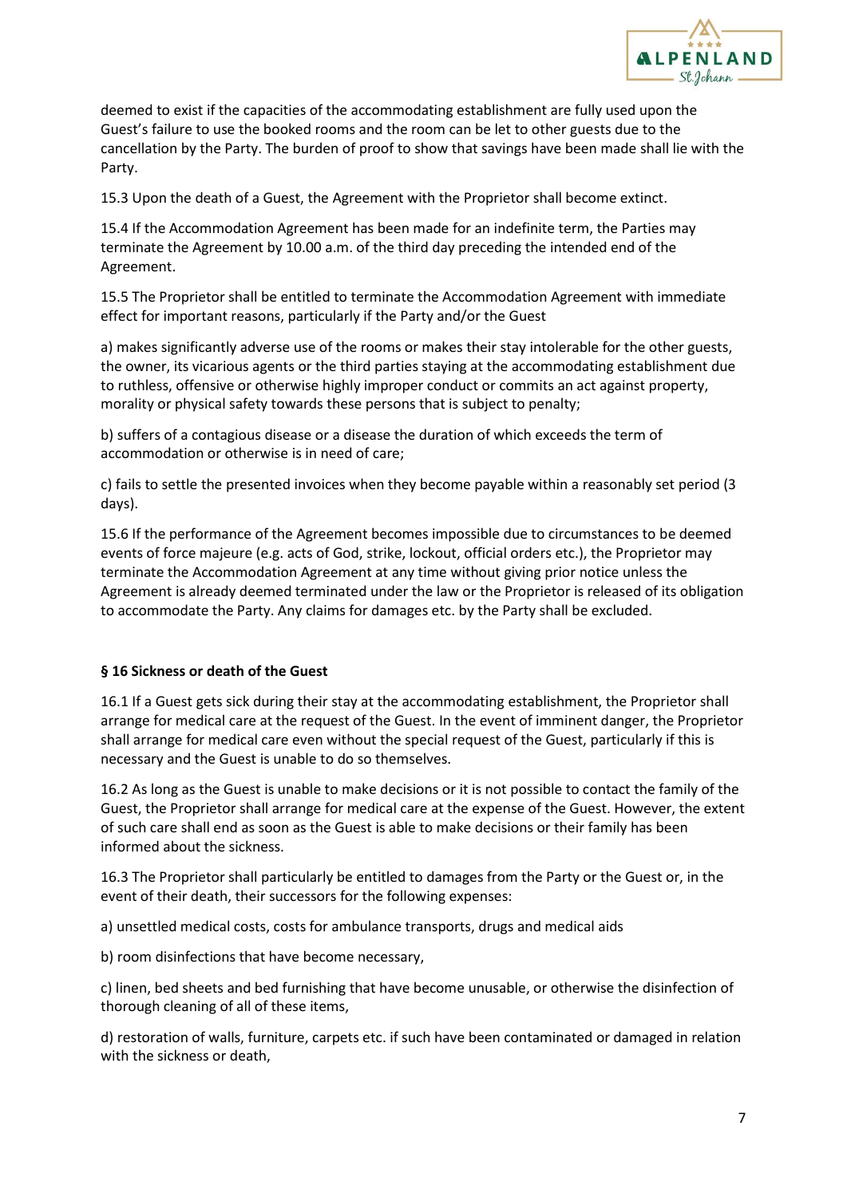deemed to exist if the capacities of the accommodating establishment are fully used upon the Guest's failure to use the booked rooms and the room can be let to other guests due to the cancellation by the Party. The burden of proof to show that savings have been made shall lie with the Party.

15.3 Upon the death of a Guest, the Agreement with the Proprietor shall become extinct.

15.4 If the Accommodation Agreement has been made for an indefinite term, the Parties may terminate the Agreement by 10.00 a.m. of the third day preceding the intended end of the Agreement.

15.5 The Proprietor shall be entitled to terminate the Accommodation Agreement with immediate effect for important reasons, particularly if the Party and/or the Guest

a) makes significantly adverse use of the rooms or makes their stay intolerable for the other guests, the owner, its vicarious agents or the third parties staying at the accommodating establishment due to ruthless, offensive or otherwise highly improper conduct or commits an act against property, morality or physical safety towards these persons that is subject to penalty;

b) suffers of a contagious disease or a disease the duration of which exceeds the term of accommodation or otherwise is in need of care;

c) fails to settle the presented invoices when they become payable within a reasonably set period (3 days).

15.6 If the performance of the Agreement becomes impossible due to circumstances to be deemed events of force majeure (e.g. acts of God, strike, lockout, official orders etc.), the Proprietor may terminate the Accommodation Agreement at any time without giving prior notice unless the Agreement is already deemed terminated under the law or the Proprietor is released of its obligation to accommodate the Party. Any claims for damages etc. by the Party shall be excluded.

**§ 16 Sickness or death of the Guest**

16.1 If a Guest gets sick during their stay at the accommodating establishment, the Proprietor shall arrange for medical care at the request of the Guest. In the event of imminent danger, the Proprietor shall arrange for medical care even without the special request of the Guest, particularly if this is necessary and the Guest is unable to do so themselves.

16.2 As long as the Guest is unable to make decisions or it is not possible to contact the family of the Guest, the Proprietor shall arrange for medical care at the expense of the Guest. However, the extent of such care shall end as soon as the Guest is able to make decisions or their family has been informed about the sickness.

16.3 The Proprietor shall particularly be entitled to damages from the Party or the Guest or, in the event of their death, their successors for the following expenses:

a) unsettled medical costs, costs for ambulance transports, drugs and medical aids

b) room disinfections that have become necessary,

c) linen, bed sheets and bed furnishing that have become unusable, or otherwise the disinfection of thorough cleaning of all of these items,

d) restoration of walls, furniture, carpets etc. if such have been contaminated or damaged in relation with the sickness or death,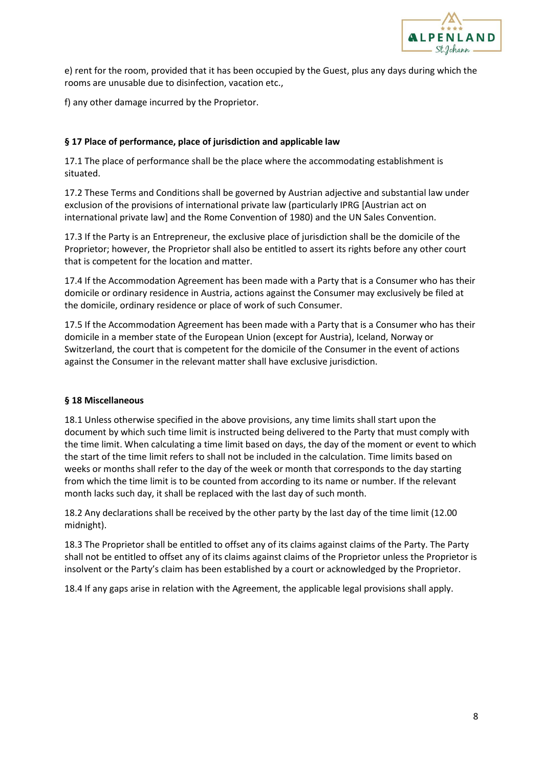e) rent for the room, provided that it has been occupied by the Guest, plus any days during which the rooms are unusable due to disinfection, vacation etc.,

f) any other damage incurred by the Proprietor.

**§ 17 Place of performance, place of jurisdiction and applicable law**

17.1 The place of performance shall be the place where the accommodating establishment is situated.

17.2 These Terms and Conditions shall be governed by Austrian adjective and substantial law under exclusion of the provisions of international private law (particularly IPRG [Austrian act on international private law] and the Rome Convention of 1980) and the UN Sales Convention.

17.3 If the Party is an Entrepreneur, the exclusive place of jurisdiction shall be the domicile of the Proprietor; however, the Proprietor shall also be entitled to assert its rights before any other court that is competent for the location and matter.

17.4 If the Accommodation Agreement has been made with a Party that is a Consumer who has their domicile or ordinary residence in Austria, actions against the Consumer may exclusively be filed at the domicile, ordinary residence or place of work of such Consumer.

17.5 If the Accommodation Agreement has been made with a Party that is a Consumer who has their domicile in a member state of the European Union (except for Austria), Iceland, Norway or Switzerland, the court that is competent for the domicile of the Consumer in the event of actions against the Consumer in the relevant matter shall have exclusive jurisdiction.

**§ 18 Miscellaneous**

18.1 Unless otherwise specified in the above provisions, any time limits shall start upon the document by which such time limit is instructed being delivered to the Party that must comply with the time limit. When calculating a time limit based on days, the day of the moment or event to which the start of the time limit refers to shall not be included in the calculation. Time limits based on weeks or months shall refer to the day of the week or month that corresponds to the day starting from which the time limit is to be counted from according to its name or number. If the relevant month lacks such day, it shall be replaced with the last day of such month.

18.2 Any declarations shall be received by the other party by the last day of the time limit (12.00 midnight).

18.3 The Proprietor shall be entitled to offset any of its claims against claims of the Party. The Party shall not be entitled to offset any of its claims against claims of the Proprietor unless the Proprietor is insolvent or the Party's claim has been established by a court or acknowledged by the Proprietor.

18.4 If any gaps arise in relation with the Agreement, the applicable legal provisions shall apply.